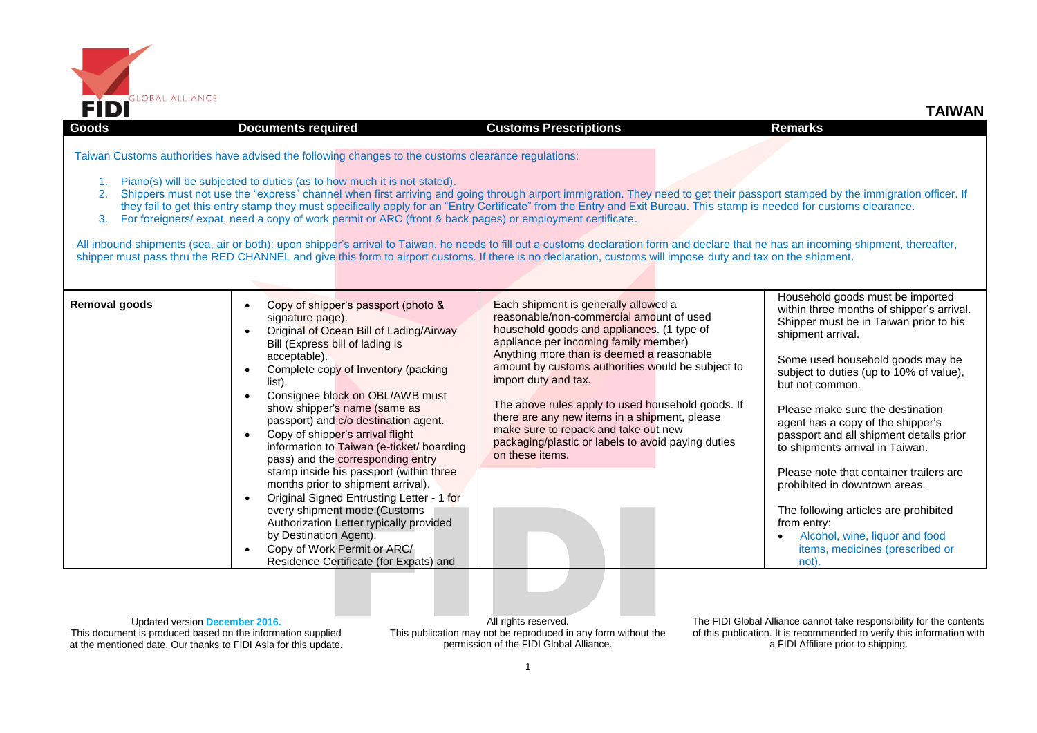# TAIWAN

| Goods | Documents required | Customs Prescriptions | Remarks |
|---|---|---|---|

Taiwan Customs authorities have advised the following changes to the customs clearance regulations:

1. Piano(s) will be subjected to duties (as to how much it is not stated).
2. Shippers must not use the "express" channel when first arriving and going through airport immigration. They need to get their passport stamped by the immigration officer. If they fail to get this entry stamp they must specifically apply for an "Entry Certificate" from the Entry and Exit Bureau. This stamp is needed for customs clearance.
3. For foreigners/ expat, need a copy of work permit or ARC (front & back pages) or employment certificate.

All inbound shipments (sea, air or both): upon shipper's arrival to Taiwan, he needs to fill out a customs declaration form and declare that he has an incoming shipment, thereafter, shipper must pass thru the RED CHANNEL and give this form to airport customs. If there is no declaration, customs will impose duty and tax on the shipment.

| Goods | Documents required | Customs Prescriptions | Remarks |
|---|---|---|---|
| **Removal goods** | • Copy of shipper's passport (photo & signature page).<br>• Original of Ocean Bill of Lading/Airway Bill (Express bill of lading is acceptable).<br>• Complete copy of Inventory (packing list).<br>• Consignee block on OBL/AWB must show shipper's name (same as passport) and c/o destination agent.<br>• Copy of shipper's arrival flight information to Taiwan (e-ticket/ boarding pass) and the corresponding entry stamp inside his passport (within three months prior to shipment arrival).<br>• Original Signed Entrusting Letter - 1 for every shipment mode (Customs Authorization Letter typically provided by Destination Agent).<br>• Copy of Work Permit or ARC/ Residence Certificate (for Expats) and | Each shipment is generally allowed a reasonable/non-commercial amount of used household goods and appliances. (1 type of appliance per incoming family member) Anything more than is deemed a reasonable amount by customs authorities would be subject to import duty and tax.<br><br>The above rules apply to used household goods. If there are any new items in a shipment, please make sure to repack and take out new packaging/plastic or labels to avoid paying duties on these items. | Household goods must be imported within three months of shipper's arrival. Shipper must be in Taiwan prior to his shipment arrival.<br><br>Some used household goods may be subject to duties (up to 10% of value), but not common.<br><br>Please make sure the destination agent has a copy of the shipper's passport and all shipment details prior to shipments arrival in Taiwan.<br><br>Please note that container trailers are prohibited in downtown areas.<br><br>The following articles are prohibited from entry:<br>• Alcohol, wine, liquor and food items, medicines (prescribed or not). |

Updated version **December 2016.**
This document is produced based on the information supplied at the mentioned date. Our thanks to FIDI Asia for this update.

All rights reserved.
This publication may not be reproduced in any form without the permission of the FIDI Global Alliance.

The FIDI Global Alliance cannot take responsibility for the contents of this publication. It is recommended to verify this information with a FIDI Affiliate prior to shipping.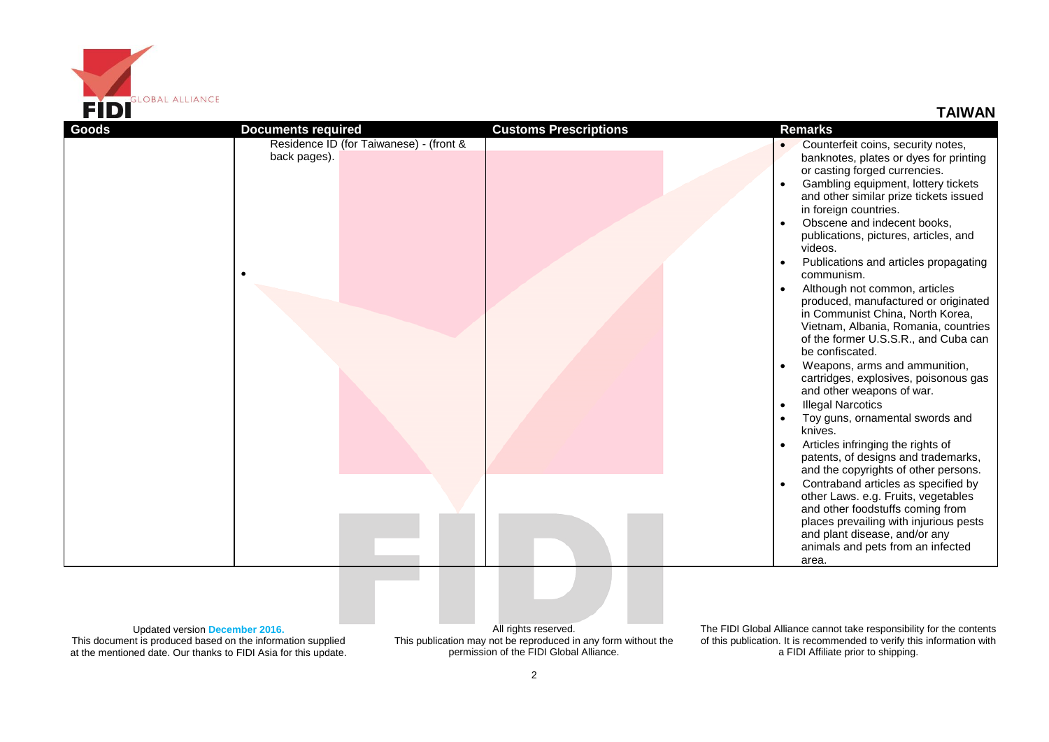## TAIWAN

| Goods | Documents required | Customs Prescriptions | Remarks |
|---|---|---|---|
| | Residence ID (for Taiwanese) - (front & back pages).<br>• | | • Counterfeit coins, security notes, banknotes, plates or dyes for printing or casting forged currencies.<br>• Gambling equipment, lottery tickets and other similar prize tickets issued in foreign countries.<br>• Obscene and indecent books, publications, pictures, articles, and videos.<br>• Publications and articles propagating communism.<br>• Although not common, articles produced, manufactured or originated in Communist China, North Korea, Vietnam, Albania, Romania, countries of the former U.S.S.R., and Cuba can be confiscated.<br>• Weapons, arms and ammunition, cartridges, explosives, poisonous gas and other weapons of war.<br>• Illegal Narcotics<br>• Toy guns, ornamental swords and knives.<br>• Articles infringing the rights of patents, of designs and trademarks, and the copyrights of other persons.<br>• Contraband articles as specified by other Laws. e.g. Fruits, vegetables and other foodstuffs coming from places prevailing with injurious pests and plant disease, and/or any animals and pets from an infected area. |

Updated version **December 2016.**
This document is produced based on the information supplied at the mentioned date. Our thanks to FIDI Asia for this update.

All rights reserved.
This publication may not be reproduced in any form without the permission of the FIDI Global Alliance.

The FIDI Global Alliance cannot take responsibility for the contents of this publication. It is recommended to verify this information with a FIDI Affiliate prior to shipping.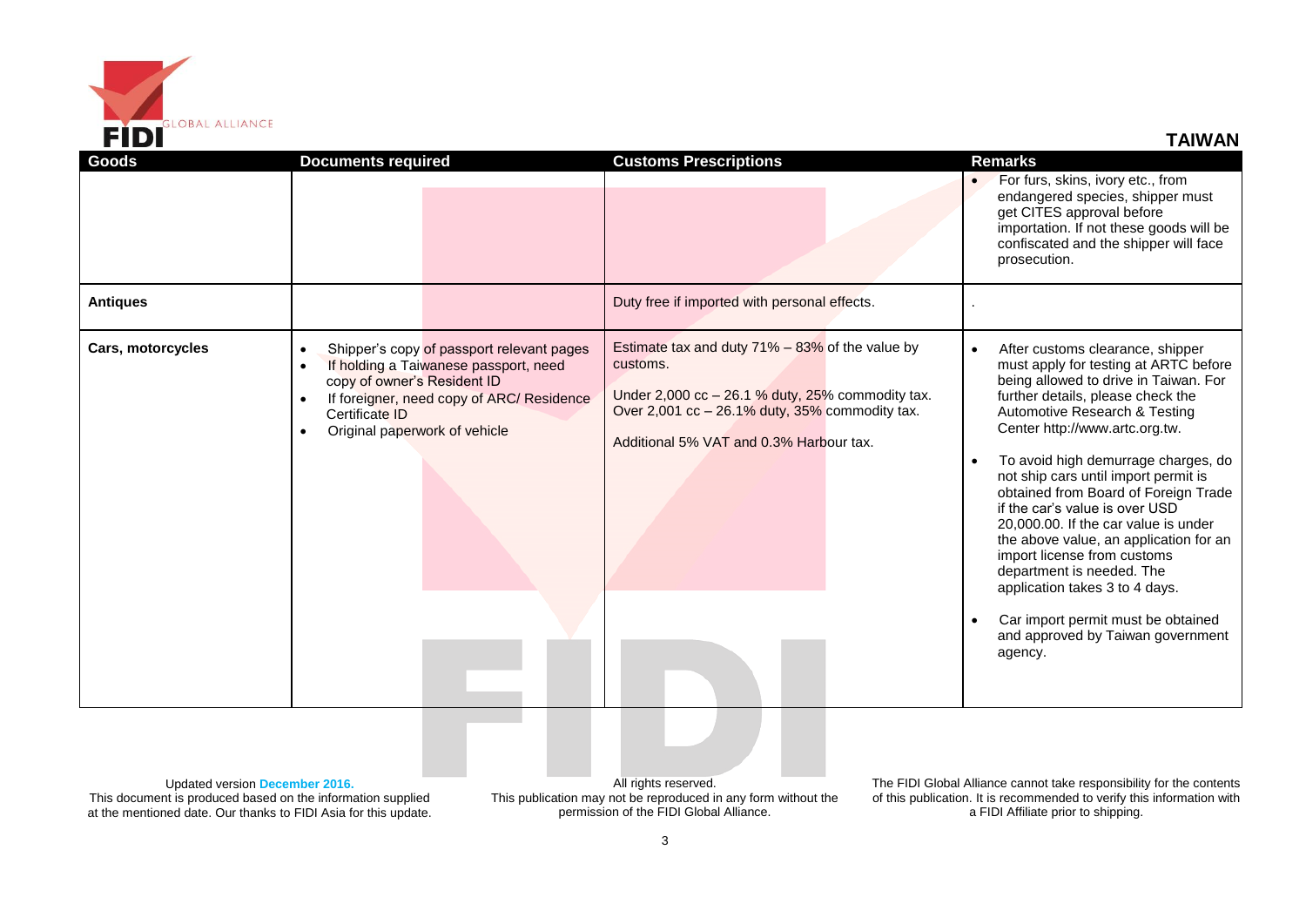## TAIWAN

| Goods | Documents required | Customs Prescriptions | Remarks |
|---|---|---|---|
| | | | • For furs, skins, ivory etc., from endangered species, shipper must get CITES approval before importation. If not these goods will be confiscated and the shipper will face prosecution. |
| **Antiques** | | Duty free if imported with personal effects. | . |
| **Cars, motorcycles** | • Shipper's copy of passport relevant pages<br>• If holding a Taiwanese passport, need copy of owner's Resident ID<br>• If foreigner, need copy of ARC/ Residence Certificate ID<br>• Original paperwork of vehicle | Estimate tax and duty 71% – 83% of the value by customs.<br><br>Under 2,000 cc – 26.1 % duty, 25% commodity tax.<br>Over 2,001 cc – 26.1% duty, 35% commodity tax.<br><br>Additional 5% VAT and 0.3% Harbour tax. | • After customs clearance, shipper must apply for testing at ARTC before being allowed to drive in Taiwan. For further details, please check the Automotive Research & Testing Center http://www.artc.org.tw.<br><br>• To avoid high demurrage charges, do not ship cars until import permit is obtained from Board of Foreign Trade if the car's value is over USD 20,000.00. If the car value is under the above value, an application for an import license from customs department is needed. The application takes 3 to 4 days.<br><br>• Car import permit must be obtained and approved by Taiwan government agency. |

Updated version December 2016.
This document is produced based on the information supplied at the mentioned date. Our thanks to FIDI Asia for this update.

All rights reserved.
This publication may not be reproduced in any form without the permission of the FIDI Global Alliance.

The FIDI Global Alliance cannot take responsibility for the contents of this publication. It is recommended to verify this information with a FIDI Affiliate prior to shipping.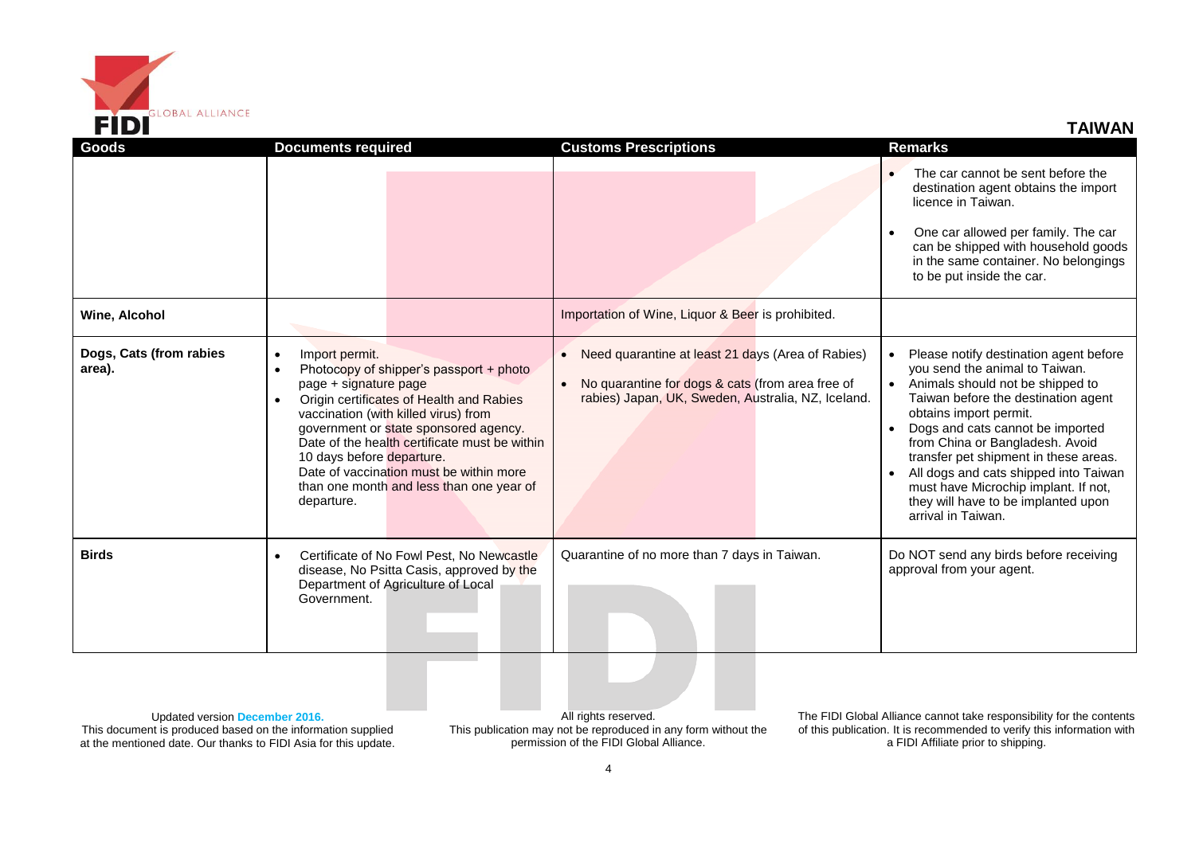## TAIWAN

| Goods | Documents required | Customs Prescriptions | Remarks |
| --- | --- | --- | --- |
| | | | • The car cannot be sent before the destination agent obtains the import licence in Taiwan.<br>• One car allowed per family. The car can be shipped with household goods in the same container. No belongings to be put inside the car. |
| **Wine, Alcohol** | | Importation of Wine, Liquor & Beer is prohibited. | |
| **Dogs, Cats (from rabies area).** | • Import permit.<br>• Photocopy of shipper's passport + photo page + signature page<br>• Origin certificates of Health and Rabies vaccination (with killed virus) from government or state sponsored agency. Date of the health certificate must be within 10 days before departure. Date of vaccination must be within more than one month and less than one year of departure. | • Need quarantine at least 21 days (Area of Rabies)<br>• No quarantine for dogs & cats (from area free of rabies) Japan, UK, Sweden, Australia, NZ, Iceland. | • Please notify destination agent before you send the animal to Taiwan.<br>• Animals should not be shipped to Taiwan before the destination agent obtains import permit.<br>• Dogs and cats cannot be imported from China or Bangladesh. Avoid transfer pet shipment in these areas.<br>• All dogs and cats shipped into Taiwan must have Microchip implant. If not, they will have to be implanted upon arrival in Taiwan. |
| **Birds** | • Certificate of No Fowl Pest, No Newcastle disease, No Psitta Casis, approved by the Department of Agriculture of Local Government. | Quarantine of no more than 7 days in Taiwan. | Do NOT send any birds before receiving approval from your agent. |

Updated version **December 2016.**
This document is produced based on the information supplied at the mentioned date. Our thanks to FIDI Asia for this update.

All rights reserved.
This publication may not be reproduced in any form without the permission of the FIDI Global Alliance.

The FIDI Global Alliance cannot take responsibility for the contents of this publication. It is recommended to verify this information with a FIDI Affiliate prior to shipping.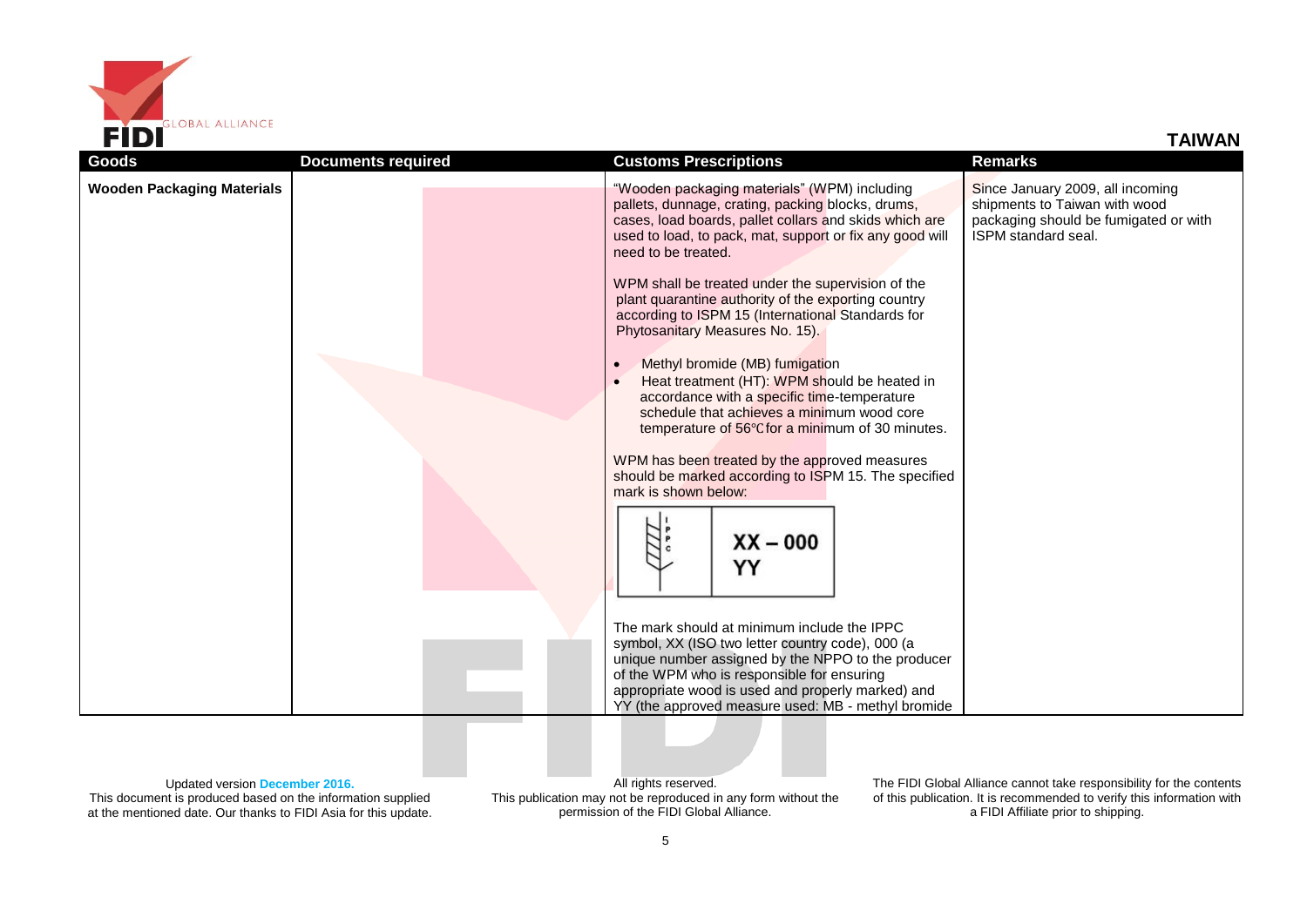## TAIWAN

| Goods | Documents required | Customs Prescriptions | Remarks |
|---|---|---|---|
| **Wooden Packaging Materials** | | "Wooden packaging materials" (WPM) including pallets, dunnage, crating, packing blocks, drums, cases, load boards, pallet collars and skids which are used to load, to pack, mat, support or fix any good will need to be treated.<br><br>WPM shall be treated under the supervision of the plant quarantine authority of the exporting country according to ISPM 15 (International Standards for Phytosanitary Measures No. 15).<br><br>• Methyl bromide (MB) fumigation<br>• Heat treatment (HT): WPM should be heated in accordance with a specific time-temperature schedule that achieves a minimum wood core temperature of 56℃for a minimum of 30 minutes.<br><br>WPM has been treated by the approved measures should be marked according to ISPM 15. The specified mark is shown below:<br><br>IPPC XX – 000 YY<br><br>The mark should at minimum include the IPPC symbol, XX (ISO two letter country code), 000 (a unique number assigned by the NPPO to the producer of the WPM who is responsible for ensuring appropriate wood is used and properly marked) and YY (the approved measure used: MB - methyl bromide | Since January 2009, all incoming shipments to Taiwan with wood packaging should be fumigated or with ISPM standard seal. |

Updated version **December 2016.**
This document is produced based on the information supplied at the mentioned date. Our thanks to FIDI Asia for this update.

All rights reserved.
This publication may not be reproduced in any form without the permission of the FIDI Global Alliance.

The FIDI Global Alliance cannot take responsibility for the contents of this publication. It is recommended to verify this information with a FIDI Affiliate prior to shipping.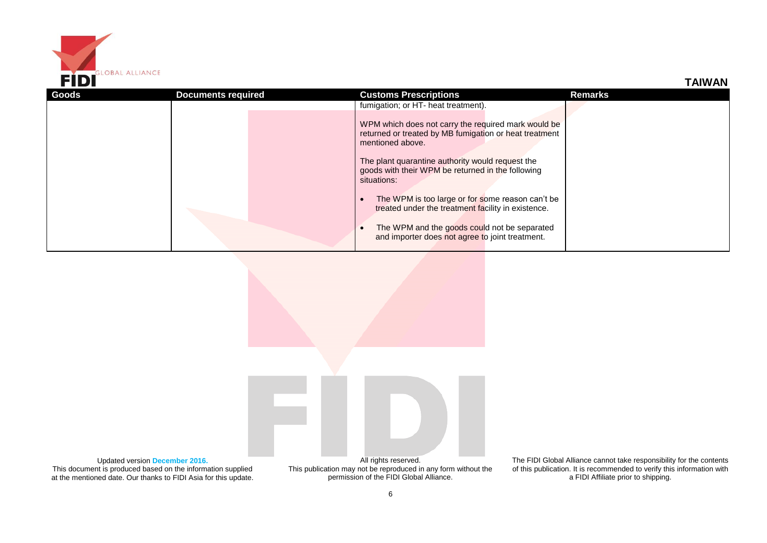| Goods | Documents required | Customs Prescriptions | Remarks |
| --- | --- | --- | --- |
| | | fumigation; or HT- heat treatment).<br><br>WPM which does not carry the required mark would be returned or treated by MB fumigation or heat treatment mentioned above.<br><br>The plant quarantine authority would request the goods with their WPM be returned in the following situations:<br><br>• The WPM is too large or for some reason can't be treated under the treatment facility in existence.<br><br>• The WPM and the goods could not be separated and importer does not agree to joint treatment. | |

Updated version **December 2016.**
This document is produced based on the information supplied at the mentioned date. Our thanks to FIDI Asia for this update.

All rights reserved.
This publication may not be reproduced in any form without the permission of the FIDI Global Alliance.

The FIDI Global Alliance cannot take responsibility for the contents of this publication. It is recommended to verify this information with a FIDI Affiliate prior to shipping.